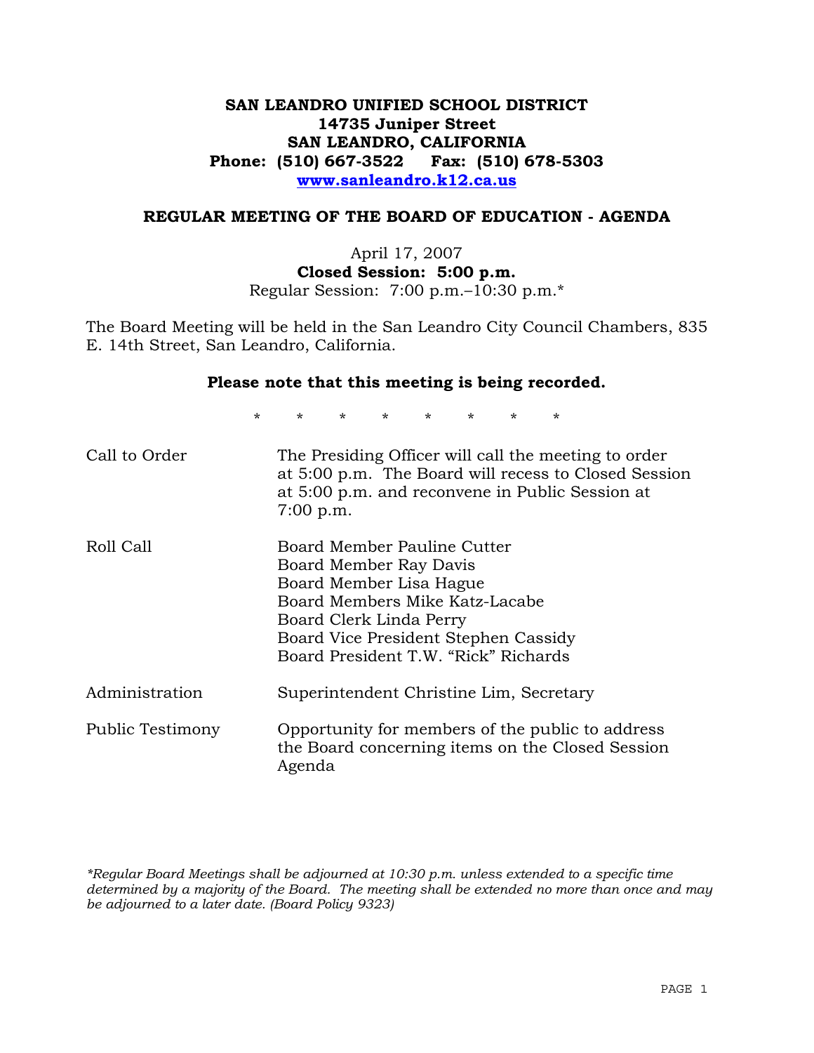# SAN LEANDRO UNIFIED SCHOOL DISTRICT
**14735 Juniper Street**
**SAN LEANDRO, CALIFORNIA**
**Phone: (510) 667-3522 Fax: (510) 678-5303**
**www.sanleandro.k12.ca.us**

## REGULAR MEETING OF THE BOARD OF EDUCATION - AGENDA

April 17, 2007
**Closed Session: 5:00 p.m.**
Regular Session: 7:00 p.m.–10:30 p.m.*

The Board Meeting will be held in the San Leandro City Council Chambers, 835 E. 14th Street, San Leandro, California.

**Please note that this meeting is being recorded.**

\* \* \* \* \* \* \* \*

| | |
|---|---|
| Call to Order | The Presiding Officer will call the meeting to order at 5:00 p.m. The Board will recess to Closed Session at 5:00 p.m. and reconvene in Public Session at 7:00 p.m. |
| Roll Call | Board Member Pauline Cutter<br>Board Member Ray Davis<br>Board Member Lisa Hague<br>Board Members Mike Katz-Lacabe<br>Board Clerk Linda Perry<br>Board Vice President Stephen Cassidy<br>Board President T.W. "Rick" Richards |
| Administration | Superintendent Christine Lim, Secretary |
| Public Testimony | Opportunity for members of the public to address the Board concerning items on the Closed Session Agenda |

*\*Regular Board Meetings shall be adjourned at 10:30 p.m. unless extended to a specific time determined by a majority of the Board. The meeting shall be extended no more than once and may be adjourned to a later date. (Board Policy 9323)*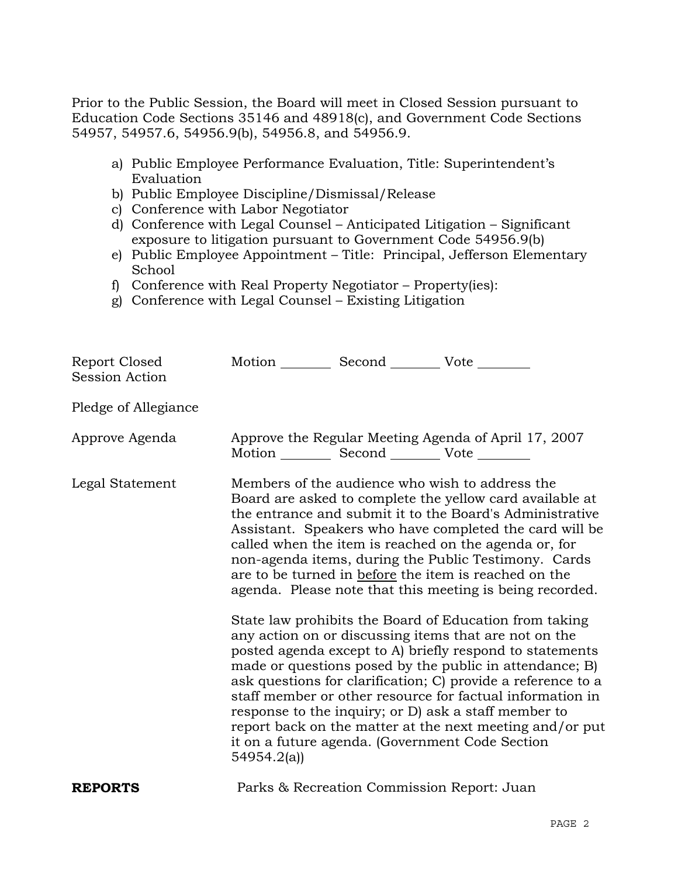Prior to the Public Session, the Board will meet in Closed Session pursuant to Education Code Sections 35146 and 48918(c), and Government Code Sections 54957, 54957.6, 54956.9(b), 54956.8, and 54956.9.

a) Public Employee Performance Evaluation, Title: Superintendent's Evaluation
b) Public Employee Discipline/Dismissal/Release
c) Conference with Labor Negotiator
d) Conference with Legal Counsel – Anticipated Litigation – Significant exposure to litigation pursuant to Government Code 54956.9(b)
e) Public Employee Appointment – Title: Principal, Jefferson Elementary School
f) Conference with Real Property Negotiator – Property(ies):
g) Conference with Legal Counsel – Existing Litigation

Report Closed Session Action — Motion ________ Second ________ Vote ________

Pledge of Allegiance

Approve Agenda — Approve the Regular Meeting Agenda of April 17, 2007
Motion ________ Second ________ Vote ________

Legal Statement — Members of the audience who wish to address the Board are asked to complete the yellow card available at the entrance and submit it to the Board's Administrative Assistant. Speakers who have completed the card will be called when the item is reached on the agenda or, for non-agenda items, during the Public Testimony. Cards are to be turned in <u>before</u> the item is reached on the agenda. Please note that this meeting is being recorded.

State law prohibits the Board of Education from taking any action on or discussing items that are not on the posted agenda except to A) briefly respond to statements made or questions posed by the public in attendance; B) ask questions for clarification; C) provide a reference to a staff member or other resource for factual information in response to the inquiry; or D) ask a staff member to report back on the matter at the next meeting and/or put it on a future agenda. (Government Code Section 54954.2(a))

**REPORTS** — Parks & Recreation Commission Report: Juan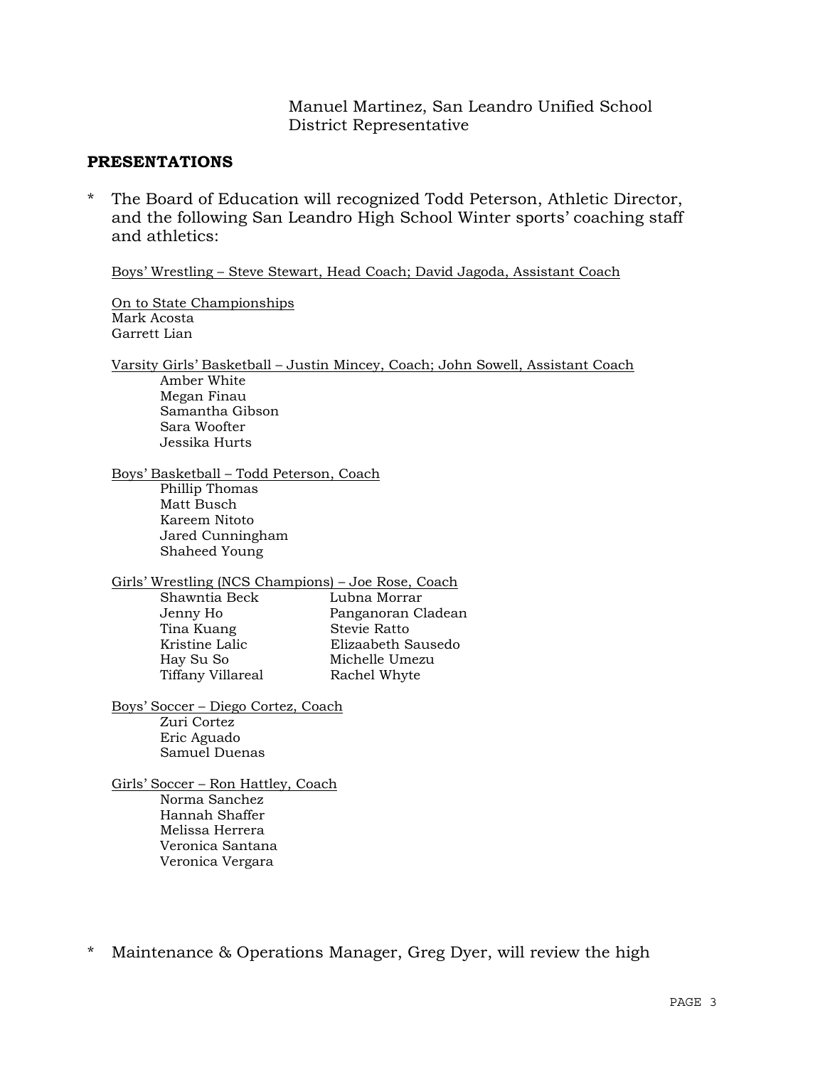Manuel Martinez, San Leandro Unified School District Representative

## PRESENTATIONS

* The Board of Education will recognized Todd Peterson, Athletic Director, and the following San Leandro High School Winter sports' coaching staff and athletics:

  Boys' Wrestling – Steve Stewart, Head Coach; David Jagoda, Assistant Coach

  On to State Championships
  Mark Acosta
  Garrett Lian

  Varsity Girls' Basketball – Justin Mincey, Coach; John Sowell, Assistant Coach
  - Amber White
  - Megan Finau
  - Samantha Gibson
  - Sara Woofter
  - Jessika Hurts

  Boys' Basketball – Todd Peterson, Coach
  - Phillip Thomas
  - Matt Busch
  - Kareem Nitoto
  - Jared Cunningham
  - Shaheed Young

  Girls' Wrestling (NCS Champions) – Joe Rose, Coach
  - Shawntia Beck
  - Jenny Ho
  - Tina Kuang
  - Kristine Lalic
  - Hay Su So
  - Tiffany Villareal
  - Lubna Morrar
  - Panganoran Cladean
  - Stevie Ratto
  - Elizaabeth Sausedo
  - Michelle Umezu
  - Rachel Whyte

  Boys' Soccer – Diego Cortez, Coach
  - Zuri Cortez
  - Eric Aguado
  - Samuel Duenas

  Girls' Soccer – Ron Hattley, Coach
  - Norma Sanchez
  - Hannah Shaffer
  - Melissa Herrera
  - Veronica Santana
  - Veronica Vergara

* Maintenance & Operations Manager, Greg Dyer, will review the high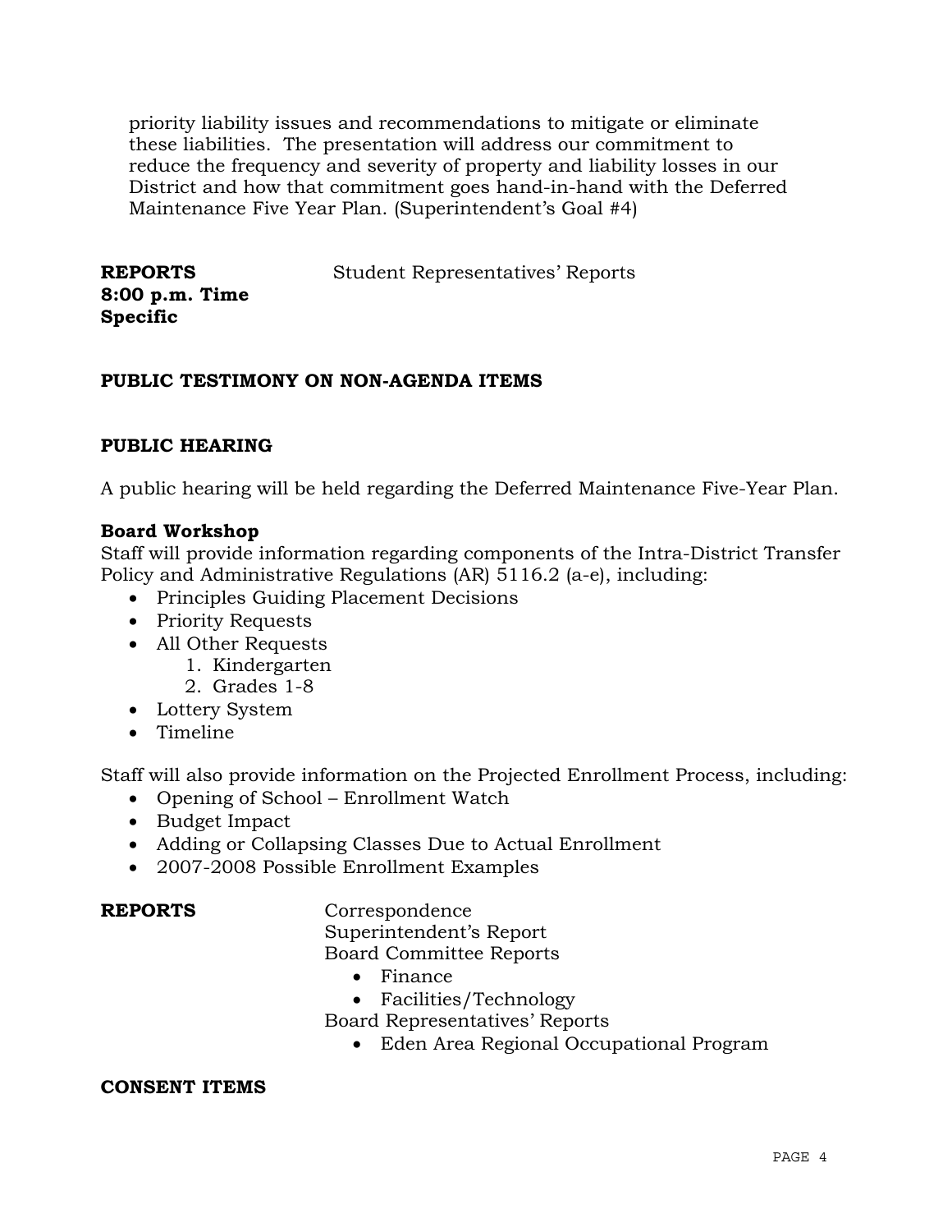priority liability issues and recommendations to mitigate or eliminate these liabilities. The presentation will address our commitment to reduce the frequency and severity of property and liability losses in our District and how that commitment goes hand-in-hand with the Deferred Maintenance Five Year Plan. (Superintendent's Goal #4)

**REPORTS**
**8:00 p.m. Time Specific**

Student Representatives' Reports

**PUBLIC TESTIMONY ON NON-AGENDA ITEMS**

**PUBLIC HEARING**

A public hearing will be held regarding the Deferred Maintenance Five-Year Plan.

**Board Workshop**

Staff will provide information regarding components of the Intra-District Transfer Policy and Administrative Regulations (AR) 5116.2 (a-e), including:

- Principles Guiding Placement Decisions
- Priority Requests
- All Other Requests
    1. Kindergarten
    2. Grades 1-8
- Lottery System
- Timeline

Staff will also provide information on the Projected Enrollment Process, including:

- Opening of School – Enrollment Watch
- Budget Impact
- Adding or Collapsing Classes Due to Actual Enrollment
- 2007-2008 Possible Enrollment Examples

**REPORTS**

Correspondence
Superintendent's Report
Board Committee Reports

- Finance
- Facilities/Technology

Board Representatives' Reports

- Eden Area Regional Occupational Program

**CONSENT ITEMS**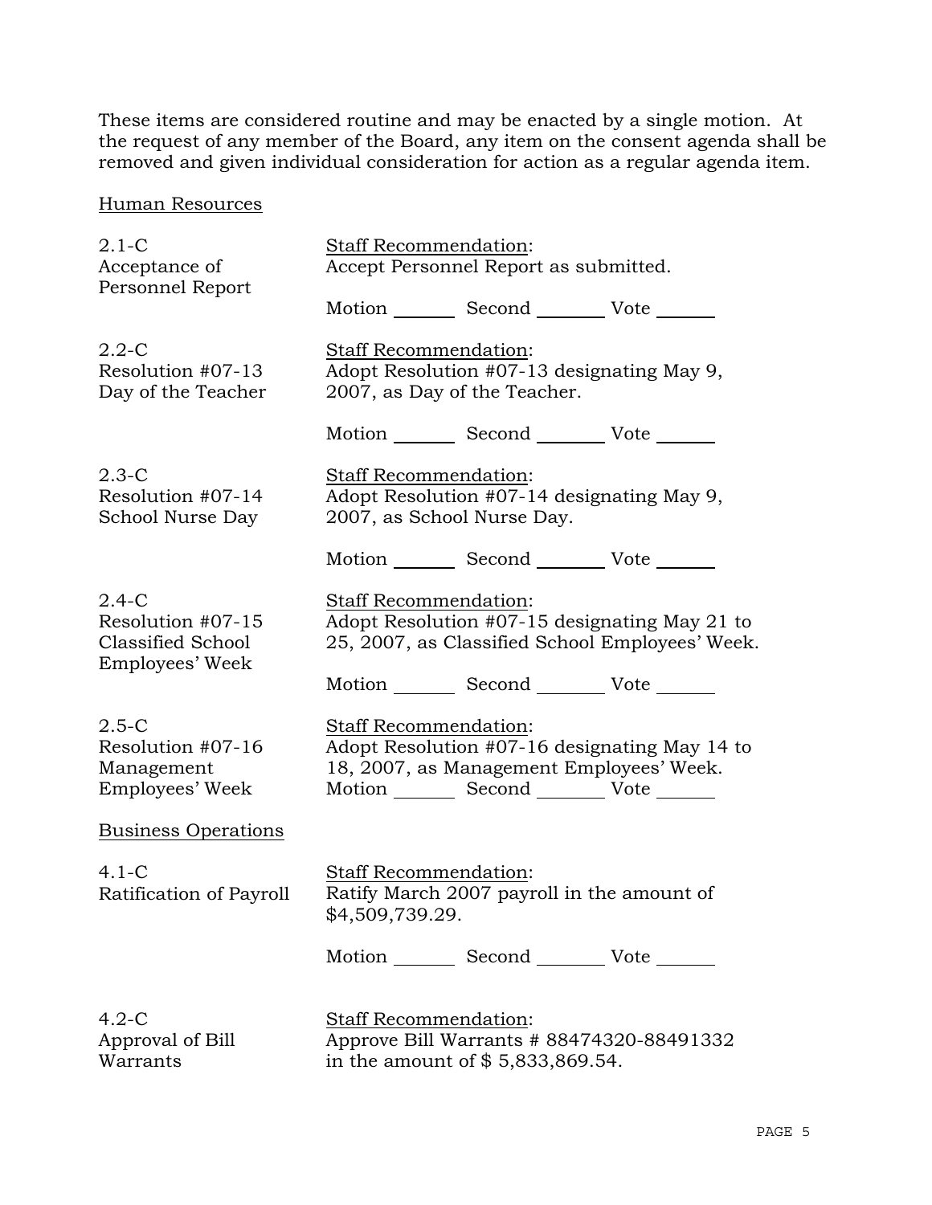These items are considered routine and may be enacted by a single motion. At the request of any member of the Board, any item on the consent agenda shall be removed and given individual consideration for action as a regular agenda item.

## Human Resources

**2.1-C**
**Acceptance of Personnel Report**

Staff Recommendation:
Accept Personnel Report as submitted.

Motion _______ Second _______ Vote _______

**2.2-C**
**Resolution #07-13**
**Day of the Teacher**

Staff Recommendation:
Adopt Resolution #07-13 designating May 9, 2007, as Day of the Teacher.

Motion _______ Second _______ Vote _______

**2.3-C**
**Resolution #07-14**
**School Nurse Day**

Staff Recommendation:
Adopt Resolution #07-14 designating May 9, 2007, as School Nurse Day.

Motion _______ Second _______ Vote _______

**2.4-C**
**Resolution #07-15**
**Classified School Employees' Week**

Staff Recommendation:
Adopt Resolution #07-15 designating May 21 to 25, 2007, as Classified School Employees' Week.

Motion _______ Second _______ Vote _______

**2.5-C**
**Resolution #07-16**
**Management Employees' Week**

Staff Recommendation:
Adopt Resolution #07-16 designating May 14 to 18, 2007, as Management Employees' Week.

Motion _______ Second _______ Vote _______

## Business Operations

**4.1-C**
**Ratification of Payroll**

Staff Recommendation:
Ratify March 2007 payroll in the amount of $4,509,739.29.

Motion _______ Second _______ Vote _______

**4.2-C**
**Approval of Bill Warrants**

Staff Recommendation:
Approve Bill Warrants # 88474320-88491332 in the amount of $ 5,833,869.54.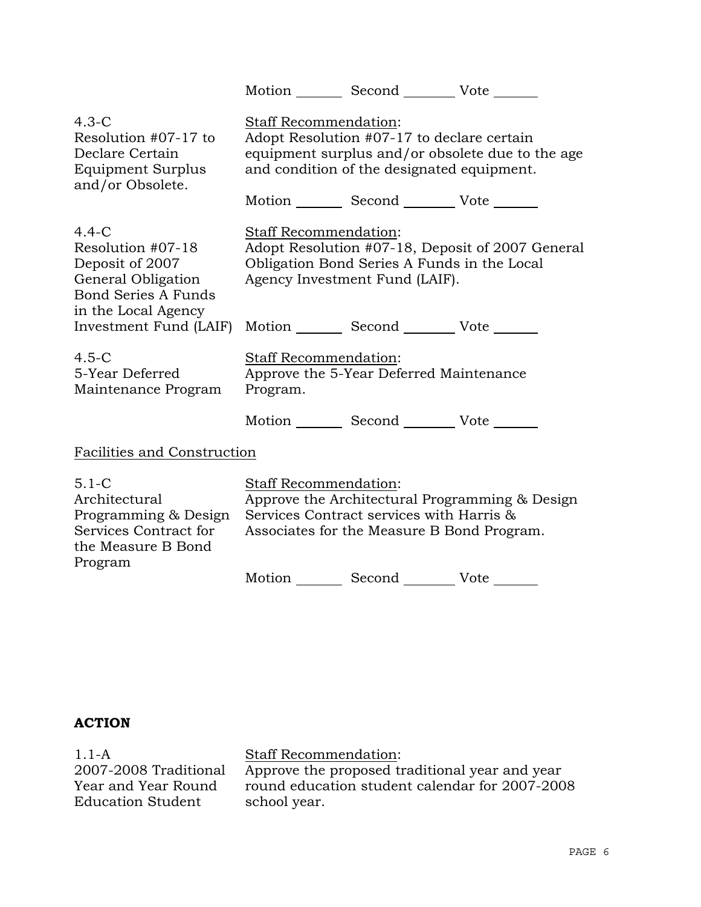Motion _______ Second _______ Vote _______

4.3-C
Resolution #07-17 to Declare Certain Equipment Surplus and/or Obsolete.

Staff Recommendation:
Adopt Resolution #07-17 to declare certain equipment surplus and/or obsolete due to the age and condition of the designated equipment.

Motion _______ Second _______ Vote _______

4.4-C
Resolution #07-18 Deposit of 2007 General Obligation Bond Series A Funds in the Local Agency Investment Fund (LAIF)

Staff Recommendation:
Adopt Resolution #07-18, Deposit of 2007 General Obligation Bond Series A Funds in the Local Agency Investment Fund (LAIF).

Motion _______ Second _______ Vote _______

4.5-C
5-Year Deferred Maintenance Program

Staff Recommendation:
Approve the 5-Year Deferred Maintenance Program.

Motion _______ Second _______ Vote _______

Facilities and Construction

5.1-C
Architectural Programming & Design Services Contract for the Measure B Bond Program

Staff Recommendation:
Approve the Architectural Programming & Design Services Contract services with Harris & Associates for the Measure B Bond Program.

Motion _______ Second _______ Vote _______

**ACTION**

1.1-A
2007-2008 Traditional Year and Year Round Education Student

Staff Recommendation:
Approve the proposed traditional year and year round education student calendar for 2007-2008 school year.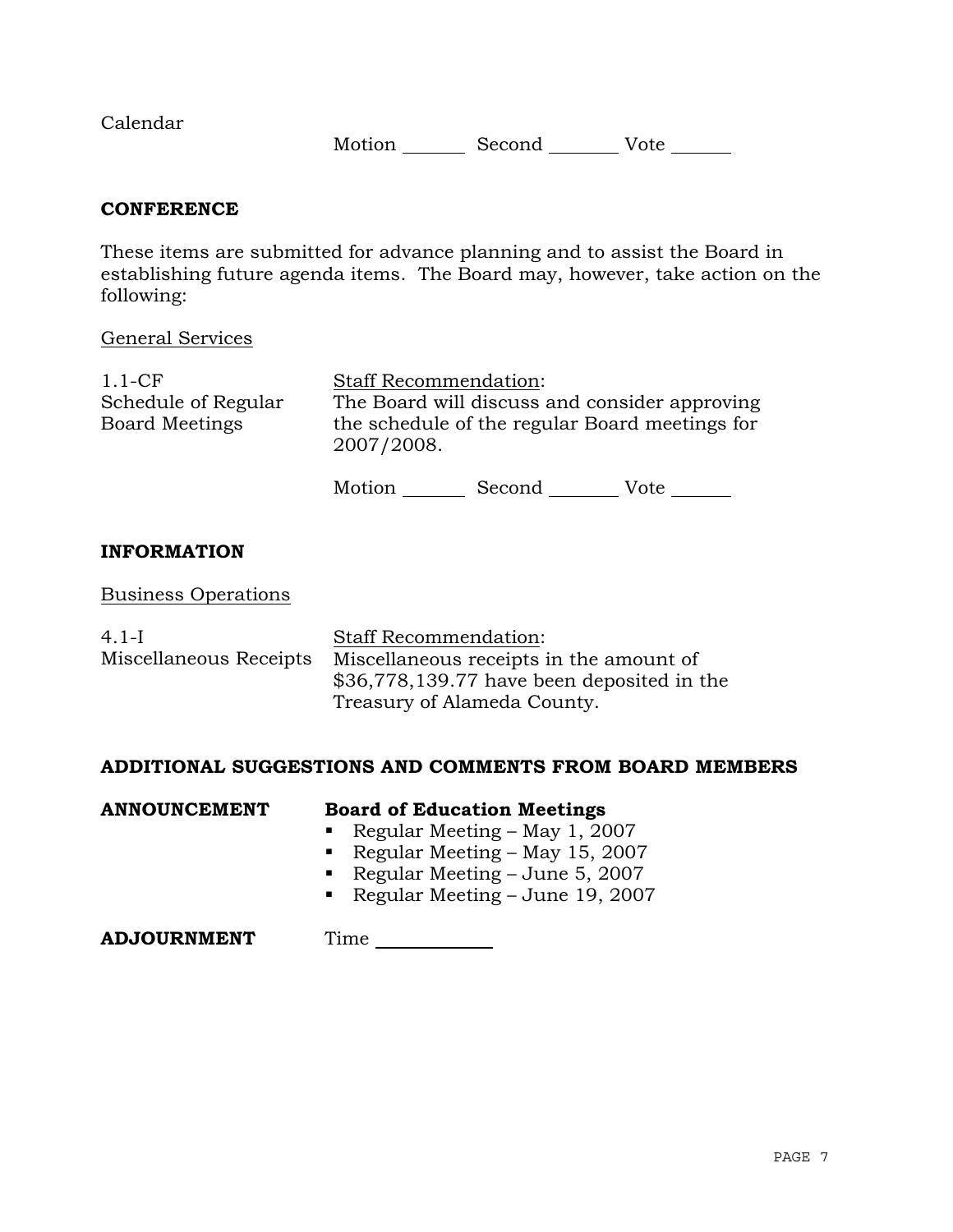Calendar

Motion _______ Second _______ Vote _______

**CONFERENCE**

These items are submitted for advance planning and to assist the Board in establishing future agenda items. The Board may, however, take action on the following:

General Services

| | |
|---|---|
| 1.1-CF<br>Schedule of Regular Board Meetings | Staff Recommendation:<br>The Board will discuss and consider approving the schedule of the regular Board meetings for 2007/2008. |

Motion _______ Second _______ Vote _______

**INFORMATION**

Business Operations

| | |
|---|---|
| 4.1-I<br>Miscellaneous Receipts | Staff Recommendation:<br>Miscellaneous receipts in the amount of $36,778,139.77 have been deposited in the Treasury of Alameda County. |

**ADDITIONAL SUGGESTIONS AND COMMENTS FROM BOARD MEMBERS**

**ANNOUNCEMENT**

**Board of Education Meetings**

- Regular Meeting – May 1, 2007
- Regular Meeting – May 15, 2007
- Regular Meeting – June 5, 2007
- Regular Meeting – June 19, 2007

**ADJOURNMENT** Time _______